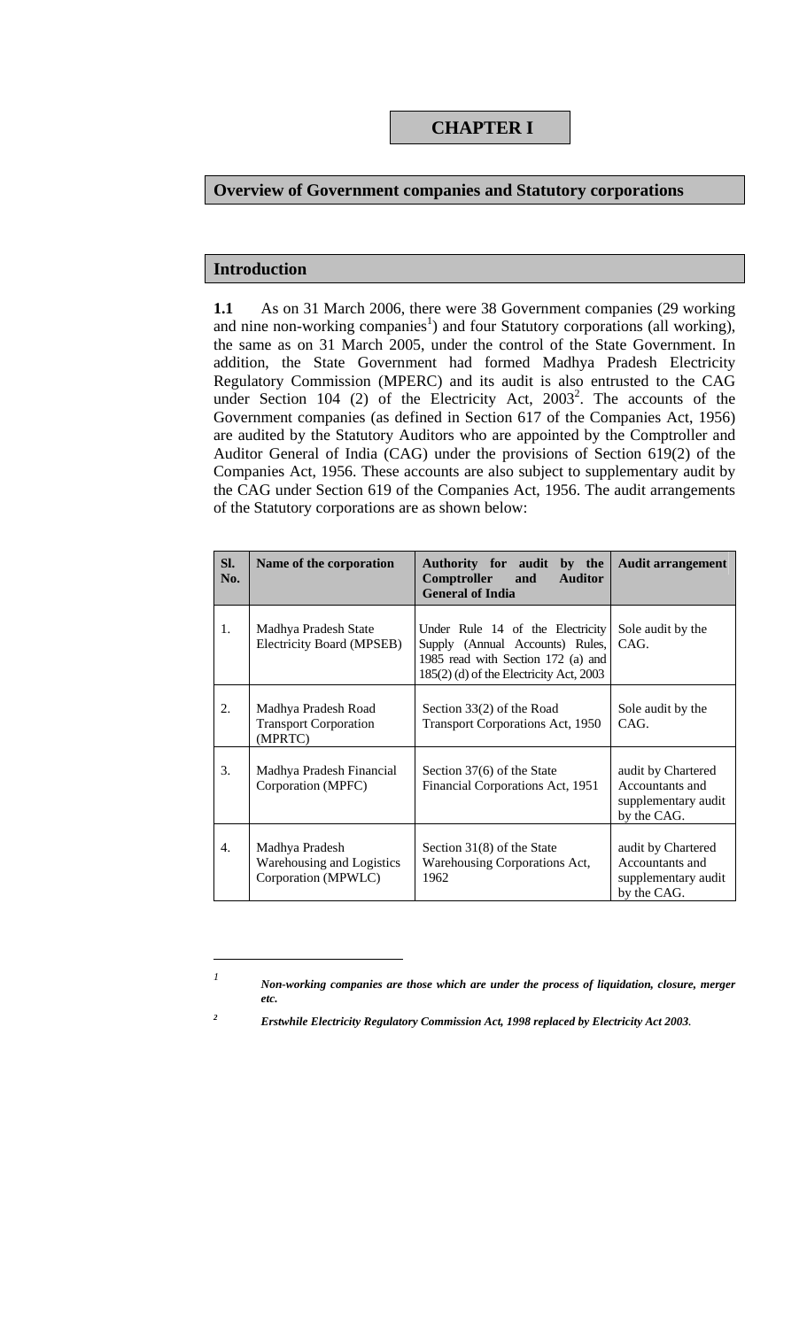# CHAPTER I

## Overview of Government companies and Statutory corporations

## Introduction

**1.1** As on 31 March 2006, there were 38 Government companies (29 working and nine non-working companies[1]) and four Statutory corporations (all working), the same as on 31 March 2005, under the control of the State Government. In addition, the State Government had formed Madhya Pradesh Electricity Regulatory Commission (MPERC) and its audit is also entrusted to the CAG under Section 104 (2) of the Electricity Act, 2003[2]. The accounts of the Government companies (as defined in Section 617 of the Companies Act, 1956) are audited by the Statutory Auditors who are appointed by the Comptroller and Auditor General of India (CAG) under the provisions of Section 619(2) of the Companies Act, 1956. These accounts are also subject to supplementary audit by the CAG under Section 619 of the Companies Act, 1956. The audit arrangements of the Statutory corporations are as shown below:

| Sl. No. | Name of the corporation | Authority for audit by the Comptroller and Auditor General of India | Audit arrangement |
|---|---|---|---|
| 1. | Madhya Pradesh State Electricity Board (MPSEB) | Under Rule 14 of the Electricity Supply (Annual Accounts) Rules, 1985 read with Section 172 (a) and 185(2) (d) of the Electricity Act, 2003 | Sole audit by the CAG. |
| 2. | Madhya Pradesh Road Transport Corporation (MPRTC) | Section 33(2) of the Road Transport Corporations Act, 1950 | Sole audit by the CAG. |
| 3. | Madhya Pradesh Financial Corporation (MPFC) | Section 37(6) of the State Financial Corporations Act, 1951 | audit by Chartered Accountants and supplementary audit by the CAG. |
| 4. | Madhya Pradesh Warehousing and Logistics Corporation (MPWLC) | Section 31(8) of the State Warehousing Corporations Act, 1962 | audit by Chartered Accountants and supplementary audit by the CAG. |

[1] ***Non-working companies are those which are under the process of liquidation, closure, merger etc.***

[2] ***Erstwhile Electricity Regulatory Commission Act, 1998 replaced by Electricity Act 2003.***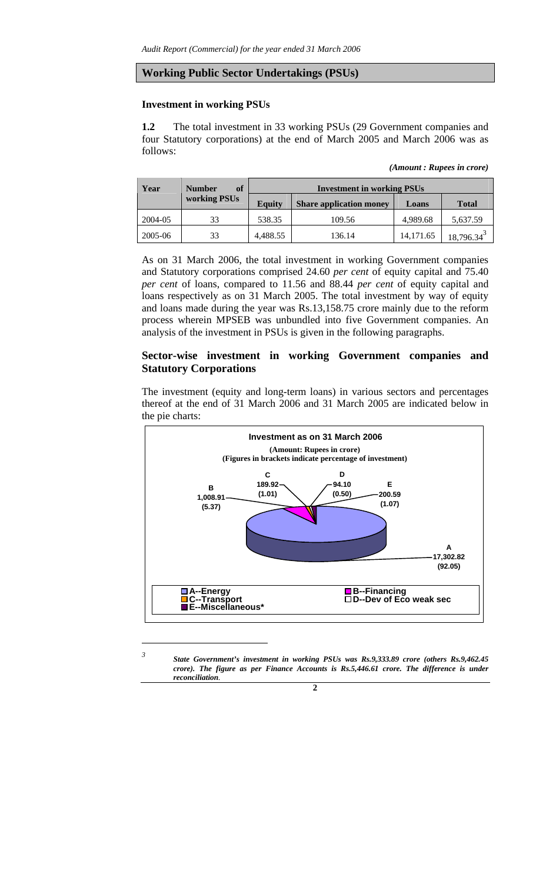## Working Public Sector Undertakings (PSUs)

### Investment in working PSUs

**1.2** The total investment in 33 working PSUs (29 Government companies and four Statutory corporations) at the end of March 2005 and March 2006 was as follows:

*(Amount : Rupees in crore)*

| Year | Number of working PSUs | Investment in working PSUs | | | |
|---|---|---|---|---|---|
| | | Equity | Share application money | Loans | Total |
| 2004-05 | 33 | 538.35 | 109.56 | 4,989.68 | 5,637.59 |
| 2005-06 | 33 | 4,488.55 | 136.14 | 14,171.65 | 18,796.34[3] |

As on 31 March 2006, the total investment in working Government companies and Statutory corporations comprised 24.60 *per cent* of equity capital and 75.40 *per cent* of loans, compared to 11.56 and 88.44 *per cent* of equity capital and loans respectively as on 31 March 2005. The total investment by way of equity and loans made during the year was Rs.13,158.75 crore mainly due to the reform process wherein MPSEB was unbundled into five Government companies. An analysis of the investment in PSUs is given in the following paragraphs.

### Sector-wise investment in working Government companies and Statutory Corporations

The investment (equity and long-term loans) in various sectors and percentages thereof at the end of 31 March 2006 and 31 March 2005 are indicated below in the pie charts:

**Investment as on 31 March 2006**

**(Amount: Rupees in crore)**
**(Figures in brackets indicate percentage of investment)**

| Sector | Investment | Percentage |
|---|---|---|
| A--Energy | 17,302.82 | (92.05) |
| B--Financing | 1,008.91 | (5.37) |
| C--Transport | 189.92 | (1.01) |
| D--Dev of Eco weak sec | 94.10 | (0.50) |
| E--Miscellaneous* | 200.59 | (1.07) |

---

[3] ***State Government's investment in working PSUs was Rs.9,333.89 crore (others Rs.9,462.45 crore). The figure as per Finance Accounts is Rs.5,446.61 crore. The difference is under reconciliation.***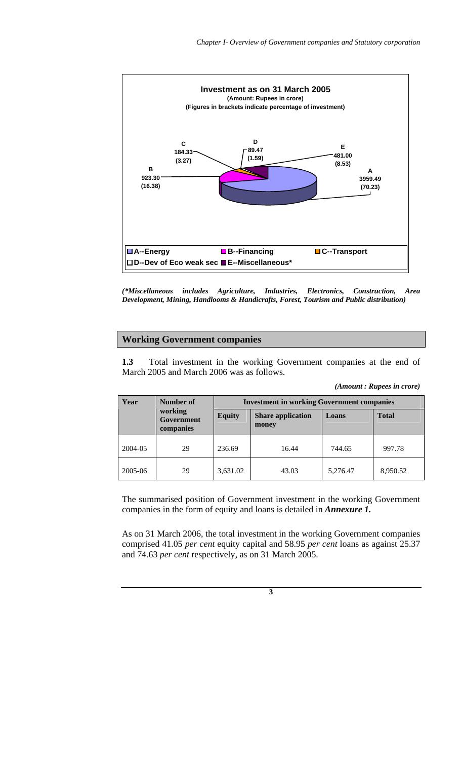**Investment as on 31 March 2005**
**(Amount: Rupees in crore)**
**(Figures in brackets indicate percentage of investment)**

| Sector | Amount | Percentage |
|---|---|---|
| A--Energy | 3959.49 | (70.23) |
| B--Financing | 923.30 | (16.38) |
| C--Transport | 184.33 | (3.27) |
| D--Dev of Eco weak sec | 89.47 | (1.59) |
| E--Miscellaneous* | 481.00 | (8.53) |

***(\*Miscellaneous includes Agriculture, Industries, Electronics, Construction, Area Development, Mining, Handlooms & Handicrafts, Forest, Tourism and Public distribution)***

## Working Government companies

**1.3** Total investment in the working Government companies at the end of March 2005 and March 2006 was as follows.

***(Amount : Rupees in crore)***

| Year | Number of working Government companies | Investment in working Government companies | | | |
|---|---|---|---|---|---|
| | | Equity | Share application money | Loans | Total |
| 2004-05 | 29 | 236.69 | 16.44 | 744.65 | 997.78 |
| 2005-06 | 29 | 3,631.02 | 43.03 | 5,276.47 | 8,950.52 |

The summarised position of Government investment in the working Government companies in the form of equity and loans is detailed in ***Annexure 1.***

As on 31 March 2006, the total investment in the working Government companies comprised 41.05 *per cent* equity capital and 58.95 *per cent* loans as against 25.37 and 74.63 *per cent* respectively, as on 31 March 2005.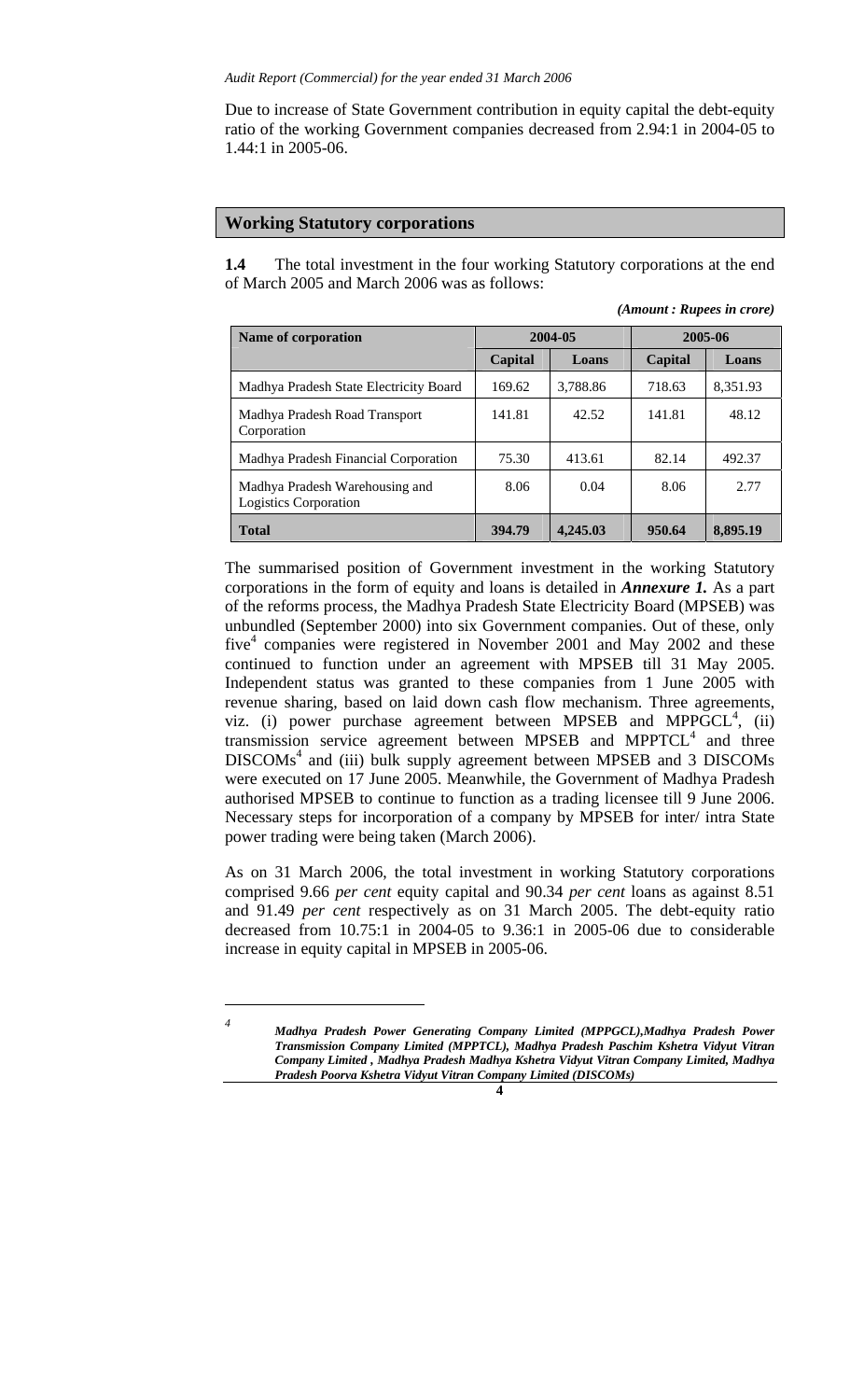Due to increase of State Government contribution in equity capital the debt-equity ratio of the working Government companies decreased from 2.94:1 in 2004-05 to 1.44:1 in 2005-06.

## Working Statutory corporations

**1.4** The total investment in the four working Statutory corporations at the end of March 2005 and March 2006 was as follows:

*(Amount : Rupees in crore)*

| Name of corporation | 2004-05 | | 2005-06 | |
|---|---|---|---|---|
| | Capital | Loans | Capital | Loans |
| Madhya Pradesh State Electricity Board | 169.62 | 3,788.86 | 718.63 | 8,351.93 |
| Madhya Pradesh Road Transport Corporation | 141.81 | 42.52 | 141.81 | 48.12 |
| Madhya Pradesh Financial Corporation | 75.30 | 413.61 | 82.14 | 492.37 |
| Madhya Pradesh Warehousing and Logistics Corporation | 8.06 | 0.04 | 8.06 | 2.77 |
| **Total** | **394.79** | **4,245.03** | **950.64** | **8,895.19** |

The summarised position of Government investment in the working Statutory corporations in the form of equity and loans is detailed in ***Annexure 1.*** As a part of the reforms process, the Madhya Pradesh State Electricity Board (MPSEB) was unbundled (September 2000) into six Government companies. Out of these, only five[4] companies were registered in November 2001 and May 2002 and these continued to function under an agreement with MPSEB till 31 May 2005. Independent status was granted to these companies from 1 June 2005 with revenue sharing, based on laid down cash flow mechanism. Three agreements, viz. (i) power purchase agreement between MPSEB and MPPGCL[4], (ii) transmission service agreement between MPSEB and MPPTCL[4] and three DISCOMs[4] and (iii) bulk supply agreement between MPSEB and 3 DISCOMs were executed on 17 June 2005. Meanwhile, the Government of Madhya Pradesh authorised MPSEB to continue to function as a trading licensee till 9 June 2006. Necessary steps for incorporation of a company by MPSEB for inter/ intra State power trading were being taken (March 2006).

As on 31 March 2006, the total investment in working Statutory corporations comprised 9.66 *per cent* equity capital and 90.34 *per cent* loans as against 8.51 and 91.49 *per cent* respectively as on 31 March 2005. The debt-equity ratio decreased from 10.75:1 in 2004-05 to 9.36:1 in 2005-06 due to considerable increase in equity capital in MPSEB in 2005-06.

---

[4] ***Madhya Pradesh Power Generating Company Limited (MPPGCL),Madhya Pradesh Power Transmission Company Limited (MPPTCL), Madhya Pradesh Paschim Kshetra Vidyut Vitran Company Limited , Madhya Pradesh Madhya Kshetra Vidyut Vitran Company Limited, Madhya Pradesh Poorva Kshetra Vidyut Vitran Company Limited (DISCOMs)***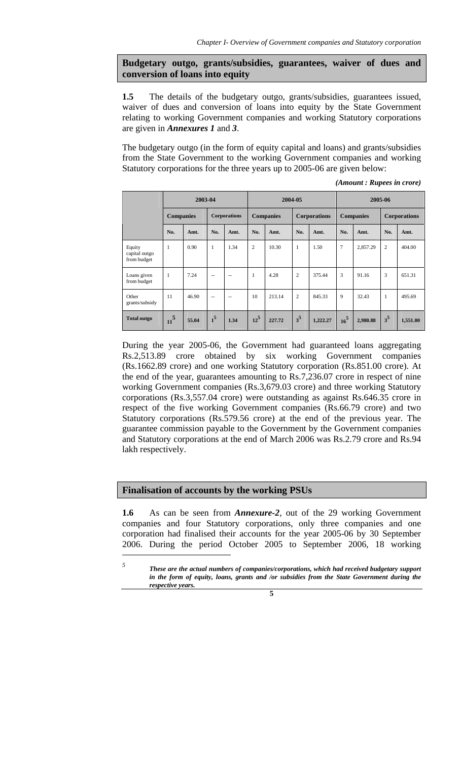## Budgetary outgo, grants/subsidies, guarantees, waiver of dues and conversion of loans into equity

**1.5** The details of the budgetary outgo, grants/subsidies, guarantees issued, waiver of dues and conversion of loans into equity by the State Government relating to working Government companies and working Statutory corporations are given in ***Annexures 1*** and ***3***.

The budgetary outgo (in the form of equity capital and loans) and grants/subsidies from the State Government to the working Government companies and working Statutory corporations for the three years up to 2005-06 are given below:

*(Amount : Rupees in crore)*

| | 2003-04 | | | | 2004-05 | | | | 2005-06 | | | |
|---|---|---|---|---|---|---|---|---|---|---|---|---|
| | Companies | | Corporations | | Companies | | Corporations | | Companies | | Corporations | |
| | No. | Amt. | No. | Amt. | No. | Amt. | No. | Amt. | No. | Amt. | No. | Amt. |
| Equity capital outgo from budget | 1 | 0.90 | 1 | 1.34 | 2 | 10.30 | 1 | 1.50 | 7 | 2,857.29 | 2 | 404.00 |
| Loans given from budget | 1 | 7.24 | -- | -- | 1 | 4.28 | 2 | 375.44 | 3 | 91.16 | 3 | 651.31 |
| Other grants/subsidy | 11 | 46.90 | -- | -- | 10 | 213.14 | 2 | 845.33 | 9 | 32.43 | 1 | 495.69 |
| **Total outgo** | 11[5] | **55.04** | 1[5] | **1.34** | 12[5] | **227.72** | 3[5] | **1,222.27** | 16[5] | **2,980.88** | 3[5] | **1,551.00** |

During the year 2005-06, the Government had guaranteed loans aggregating Rs.2,513.89 crore obtained by six working Government companies (Rs.1662.89 crore) and one working Statutory corporation (Rs.851.00 crore). At the end of the year, guarantees amounting to Rs.7,236.07 crore in respect of nine working Government companies (Rs.3,679.03 crore) and three working Statutory corporations (Rs.3,557.04 crore) were outstanding as against Rs.646.35 crore in respect of the five working Government companies (Rs.66.79 crore) and two Statutory corporations (Rs.579.56 crore) at the end of the previous year. The guarantee commission payable to the Government by the Government companies and Statutory corporations at the end of March 2006 was Rs.2.79 crore and Rs.94 lakh respectively.

## Finalisation of accounts by the working PSUs

**1.6** As can be seen from ***Annexure-2***, out of the 29 working Government companies and four Statutory corporations, only three companies and one corporation had finalised their accounts for the year 2005-06 by 30 September 2006. During the period October 2005 to September 2006, 18 working

---

[5] ***These are the actual numbers of companies/corporations, which had received budgetary support in the form of equity, loans, grants and /or subsidies from the State Government during the respective years.***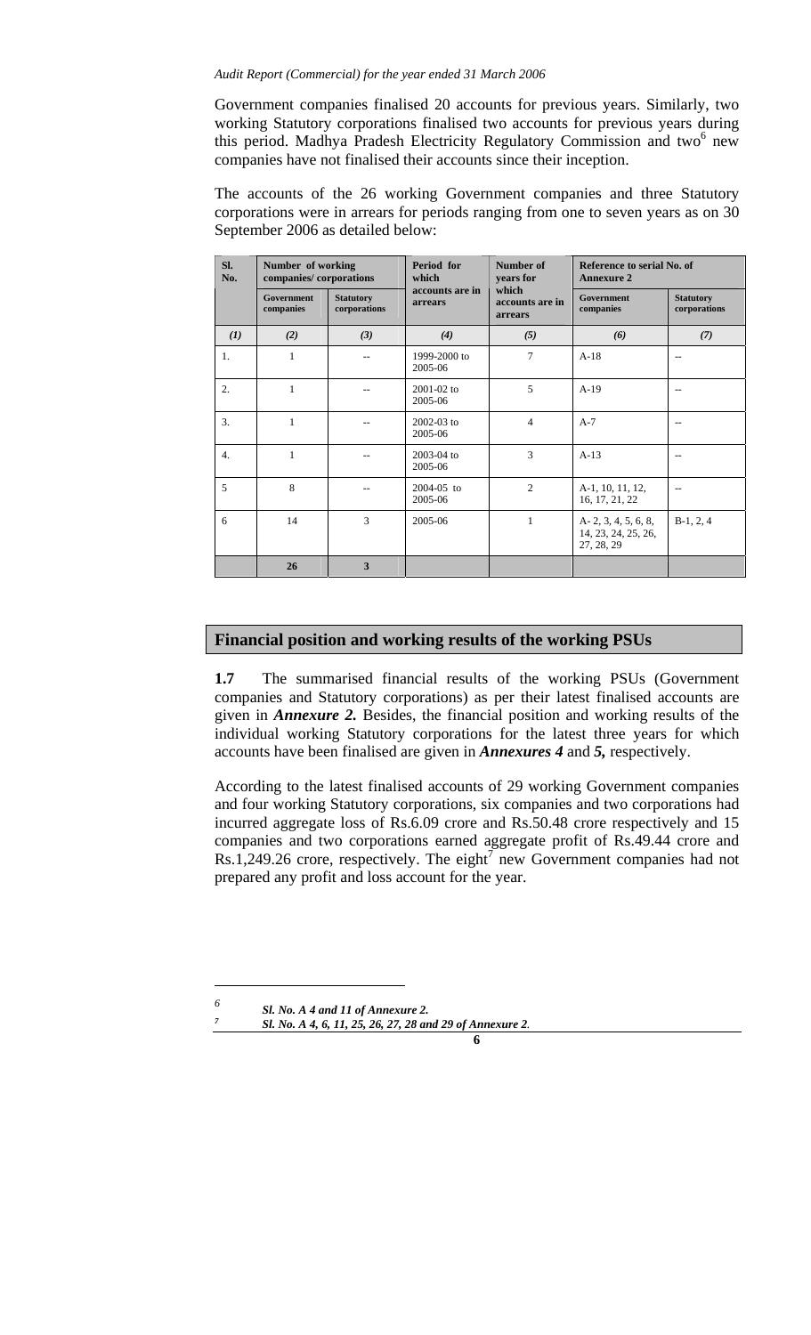Government companies finalised 20 accounts for previous years. Similarly, two working Statutory corporations finalised two accounts for previous years during this period. Madhya Pradesh Electricity Regulatory Commission and two[6] new companies have not finalised their accounts since their inception.

The accounts of the 26 working Government companies and three Statutory corporations were in arrears for periods ranging from one to seven years as on 30 September 2006 as detailed below:

| Sl. No. | Number of working companies/ corporations | | Period for which accounts are in arrears | Number of years for which accounts are in arrears | Reference to serial No. of Annexure 2 | |
|---|---|---|---|---|---|---|
| | Government companies | Statutory corporations | | | Government companies | Statutory corporations |
| (1) | (2) | (3) | (4) | (5) | (6) | (7) |
| 1. | 1 | -- | 1999-2000 to 2005-06 | 7 | A-18 | -- |
| 2. | 1 | -- | 2001-02 to 2005-06 | 5 | A-19 | -- |
| 3. | 1 | -- | 2002-03 to 2005-06 | 4 | A-7 | -- |
| 4. | 1 | -- | 2003-04 to 2005-06 | 3 | A-13 | -- |
| 5 | 8 | -- | 2004-05 to 2005-06 | 2 | A-1, 10, 11, 12, 16, 17, 21, 22 | -- |
| 6 | 14 | 3 | 2005-06 | 1 | A- 2, 3, 4, 5, 6, 8, 14, 23, 24, 25, 26, 27, 28, 29 | B-1, 2, 4 |
| | **26** | **3** | | | | |

## Financial position and working results of the working PSUs

**1.7** The summarised financial results of the working PSUs (Government companies and Statutory corporations) as per their latest finalised accounts are given in ***Annexure 2.*** Besides, the financial position and working results of the individual working Statutory corporations for the latest three years for which accounts have been finalised are given in ***Annexures 4*** and ***5,*** respectively.

According to the latest finalised accounts of 29 working Government companies and four working Statutory corporations, six companies and two corporations had incurred aggregate loss of Rs.6.09 crore and Rs.50.48 crore respectively and 15 companies and two corporations earned aggregate profit of Rs.49.44 crore and Rs.1,249.26 crore, respectively. The eight[7] new Government companies had not prepared any profit and loss account for the year.

---

[6] ***Sl. No. A 4 and 11 of Annexure 2.***

[7] ***Sl. No. A 4, 6, 11, 25, 26, 27, 28 and 29 of Annexure 2.***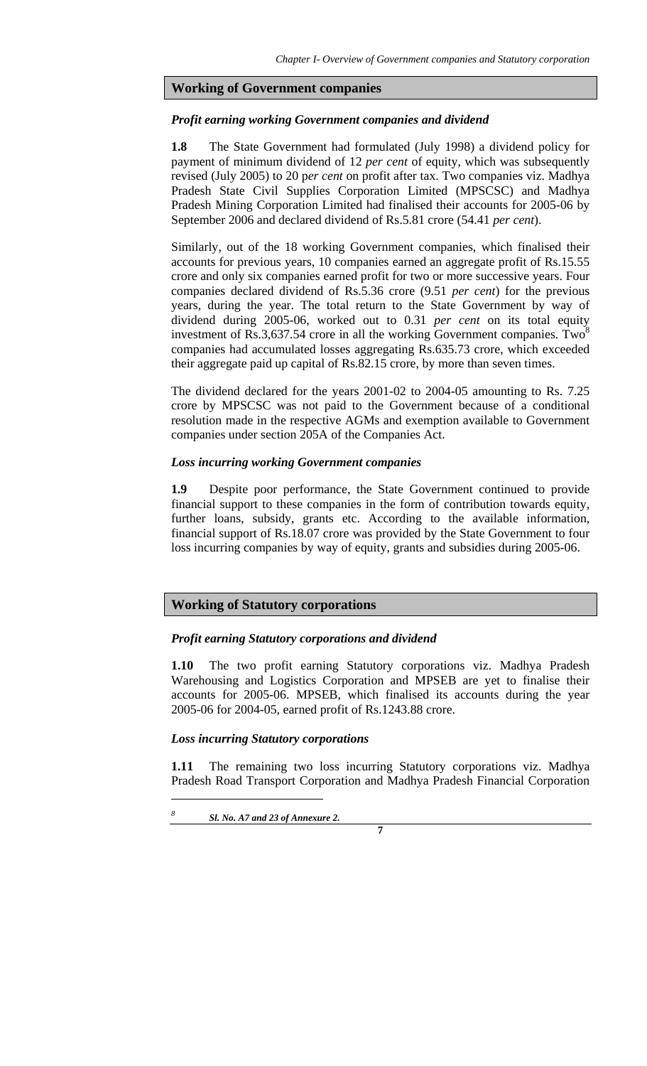## Working of Government companies

### *Profit earning working Government companies and dividend*

**1.8** The State Government had formulated (July 1998) a dividend policy for payment of minimum dividend of 12 *per cent* of equity, which was subsequently revised (July 2005) to 20 p*er cent* on profit after tax. Two companies viz. Madhya Pradesh State Civil Supplies Corporation Limited (MPSCSC) and Madhya Pradesh Mining Corporation Limited had finalised their accounts for 2005-06 by September 2006 and declared dividend of Rs.5.81 crore (54.41 *per cent*).

Similarly, out of the 18 working Government companies, which finalised their accounts for previous years, 10 companies earned an aggregate profit of Rs.15.55 crore and only six companies earned profit for two or more successive years. Four companies declared dividend of Rs.5.36 crore (9.51 *per cent*) for the previous years, during the year. The total return to the State Government by way of dividend during 2005-06, worked out to 0.31 *per cent* on its total equity investment of Rs.3,637.54 crore in all the working Government companies. Two[8] companies had accumulated losses aggregating Rs.635.73 crore, which exceeded their aggregate paid up capital of Rs.82.15 crore, by more than seven times.

The dividend declared for the years 2001-02 to 2004-05 amounting to Rs. 7.25 crore by MPSCSC was not paid to the Government because of a conditional resolution made in the respective AGMs and exemption available to Government companies under section 205A of the Companies Act.

### *Loss incurring working Government companies*

**1.9** Despite poor performance, the State Government continued to provide financial support to these companies in the form of contribution towards equity, further loans, subsidy, grants etc. According to the available information, financial support of Rs.18.07 crore was provided by the State Government to four loss incurring companies by way of equity, grants and subsidies during 2005-06.

## Working of Statutory corporations

### *Profit earning Statutory corporations and dividend*

**1.10** The two profit earning Statutory corporations viz. Madhya Pradesh Warehousing and Logistics Corporation and MPSEB are yet to finalise their accounts for 2005-06. MPSEB, which finalised its accounts during the year 2005-06 for 2004-05, earned profit of Rs.1243.88 crore.

### *Loss incurring Statutory corporations*

**1.11** The remaining two loss incurring Statutory corporations viz. Madhya Pradesh Road Transport Corporation and Madhya Pradesh Financial Corporation

---

[8] ***Sl. No. A7 and 23 of Annexure 2.***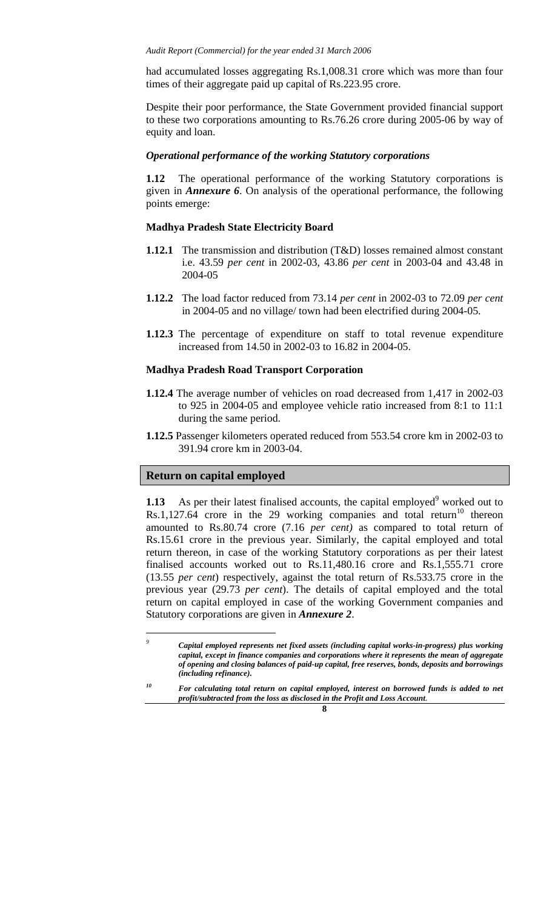had accumulated losses aggregating Rs.1,008.31 crore which was more than four times of their aggregate paid up capital of Rs.223.95 crore.

Despite their poor performance, the State Government provided financial support to these two corporations amounting to Rs.76.26 crore during 2005-06 by way of equity and loan.

### *Operational performance of the working Statutory corporations*

**1.12** The operational performance of the working Statutory corporations is given in ***Annexure 6***. On analysis of the operational performance, the following points emerge:

#### Madhya Pradesh State Electricity Board

**1.12.1** The transmission and distribution (T&D) losses remained almost constant i.e. 43.59 *per cent* in 2002-03, 43.86 *per cent* in 2003-04 and 43.48 in 2004-05

**1.12.2** The load factor reduced from 73.14 *per cent* in 2002-03 to 72.09 *per cent* in 2004-05 and no village/ town had been electrified during 2004-05.

**1.12.3** The percentage of expenditure on staff to total revenue expenditure increased from 14.50 in 2002-03 to 16.82 in 2004-05.

#### Madhya Pradesh Road Transport Corporation

**1.12.4** The average number of vehicles on road decreased from 1,417 in 2002-03 to 925 in 2004-05 and employee vehicle ratio increased from 8:1 to 11:1 during the same period.

**1.12.5** Passenger kilometers operated reduced from 553.54 crore km in 2002-03 to 391.94 crore km in 2003-04.

## Return on capital employed

**1.13** As per their latest finalised accounts, the capital employed[9] worked out to Rs.1,127.64 crore in the 29 working companies and total return[10] thereon amounted to Rs.80.74 crore (7.16 *per cent)* as compared to total return of Rs.15.61 crore in the previous year. Similarly, the capital employed and total return thereon, in case of the working Statutory corporations as per their latest finalised accounts worked out to Rs.11,480.16 crore and Rs.1,555.71 crore (13.55 *per cent*) respectively, against the total return of Rs.533.75 crore in the previous year (29.73 *per cent*). The details of capital employed and the total return on capital employed in case of the working Government companies and Statutory corporations are given in ***Annexure 2***.

---

[9] ***Capital employed represents net fixed assets (including capital works-in-progress) plus working capital, except in finance companies and corporations where it represents the mean of aggregate of opening and closing balances of paid-up capital, free reserves, bonds, deposits and borrowings (including refinance).***

[10] ***For calculating total return on capital employed, interest on borrowed funds is added to net profit/subtracted from the loss as disclosed in the Profit and Loss Account.***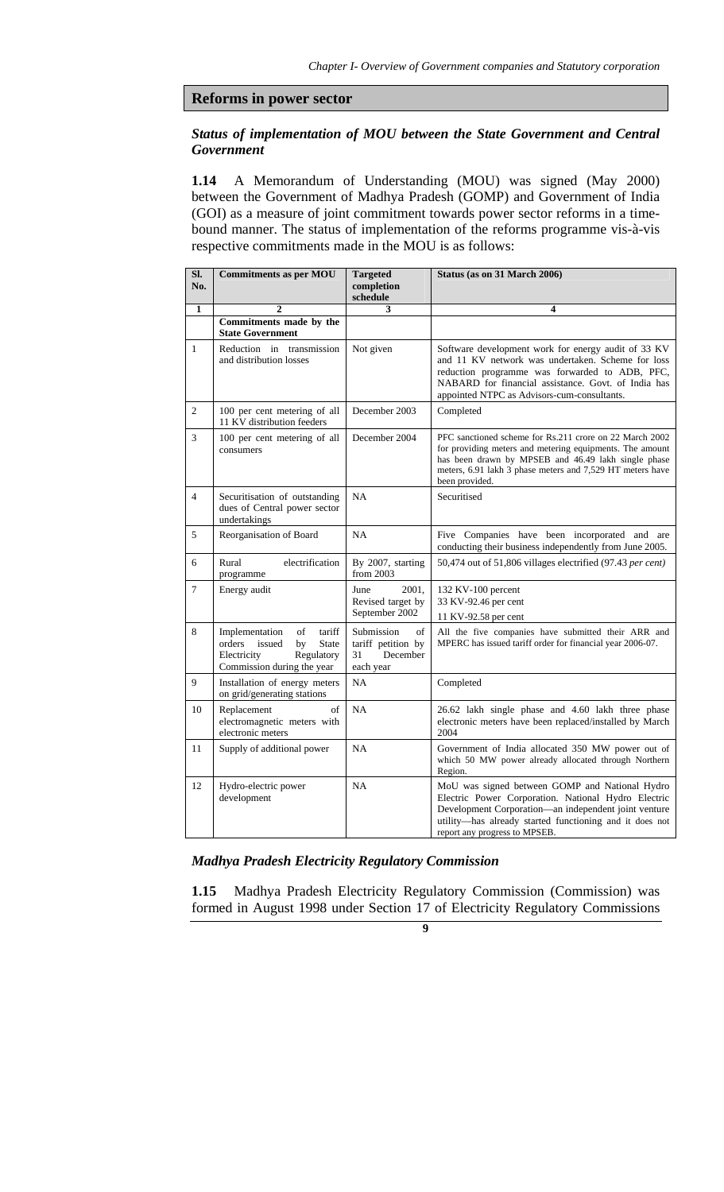## Reforms in power sector

### *Status of implementation of MOU between the State Government and Central Government*

**1.14** A Memorandum of Understanding (MOU) was signed (May 2000) between the Government of Madhya Pradesh (GOMP) and Government of India (GOI) as a measure of joint commitment towards power sector reforms in a time-bound manner. The status of implementation of the reforms programme vis-à-vis respective commitments made in the MOU is as follows:

| Sl. No. | Commitments as per MOU | Targeted completion schedule | Status (as on 31 March 2006) |
|---|---|---|---|
| 1 | 2 | 3 | 4 |
| | **Commitments made by the State Government** | | |
| 1 | Reduction in transmission and distribution losses | Not given | Software development work for energy audit of 33 KV and 11 KV network was undertaken. Scheme for loss reduction programme was forwarded to ADB, PFC, NABARD for financial assistance. Govt. of India has appointed NTPC as Advisors-cum-consultants. |
| 2 | 100 per cent metering of all 11 KV distribution feeders | December 2003 | Completed |
| 3 | 100 per cent metering of all consumers | December 2004 | PFC sanctioned scheme for Rs.211 crore on 22 March 2002 for providing meters and metering equipments. The amount has been drawn by MPSEB and 46.49 lakh single phase meters, 6.91 lakh 3 phase meters and 7,529 HT meters have been provided. |
| 4 | Securitisation of outstanding dues of Central power sector undertakings | NA | Securitised |
| 5 | Reorganisation of Board | NA | Five Companies have been incorporated and are conducting their business independently from June 2005. |
| 6 | Rural electrification programme | By 2007, starting from 2003 | 50,474 out of 51,806 villages electrified (97.43 *per cent)* |
| 7 | Energy audit | June 2001, Revised target by September 2002 | 132 KV-100 percent<br>33 KV-92.46 per cent<br>11 KV-92.58 per cent |
| 8 | Implementation of tariff orders issued by State Electricity Regulatory Commission during the year | Submission of tariff petition by 31 December each year | All the five companies have submitted their ARR and MPERC has issued tariff order for financial year 2006-07. |
| 9 | Installation of energy meters on grid/generating stations | NA | Completed |
| 10 | Replacement of electromagnetic meters with electronic meters | NA | 26.62 lakh single phase and 4.60 lakh three phase electronic meters have been replaced/installed by March 2004 |
| 11 | Supply of additional power | NA | Government of India allocated 350 MW power out of which 50 MW power already allocated through Northern Region. |
| 12 | Hydro-electric power development | NA | MoU was signed between GOMP and National Hydro Electric Power Corporation. National Hydro Electric Development Corporation—an independent joint venture utility—has already started functioning and it does not report any progress to MPSEB. |

### *Madhya Pradesh Electricity Regulatory Commission*

**1.15** Madhya Pradesh Electricity Regulatory Commission (Commission) was formed in August 1998 under Section 17 of Electricity Regulatory Commissions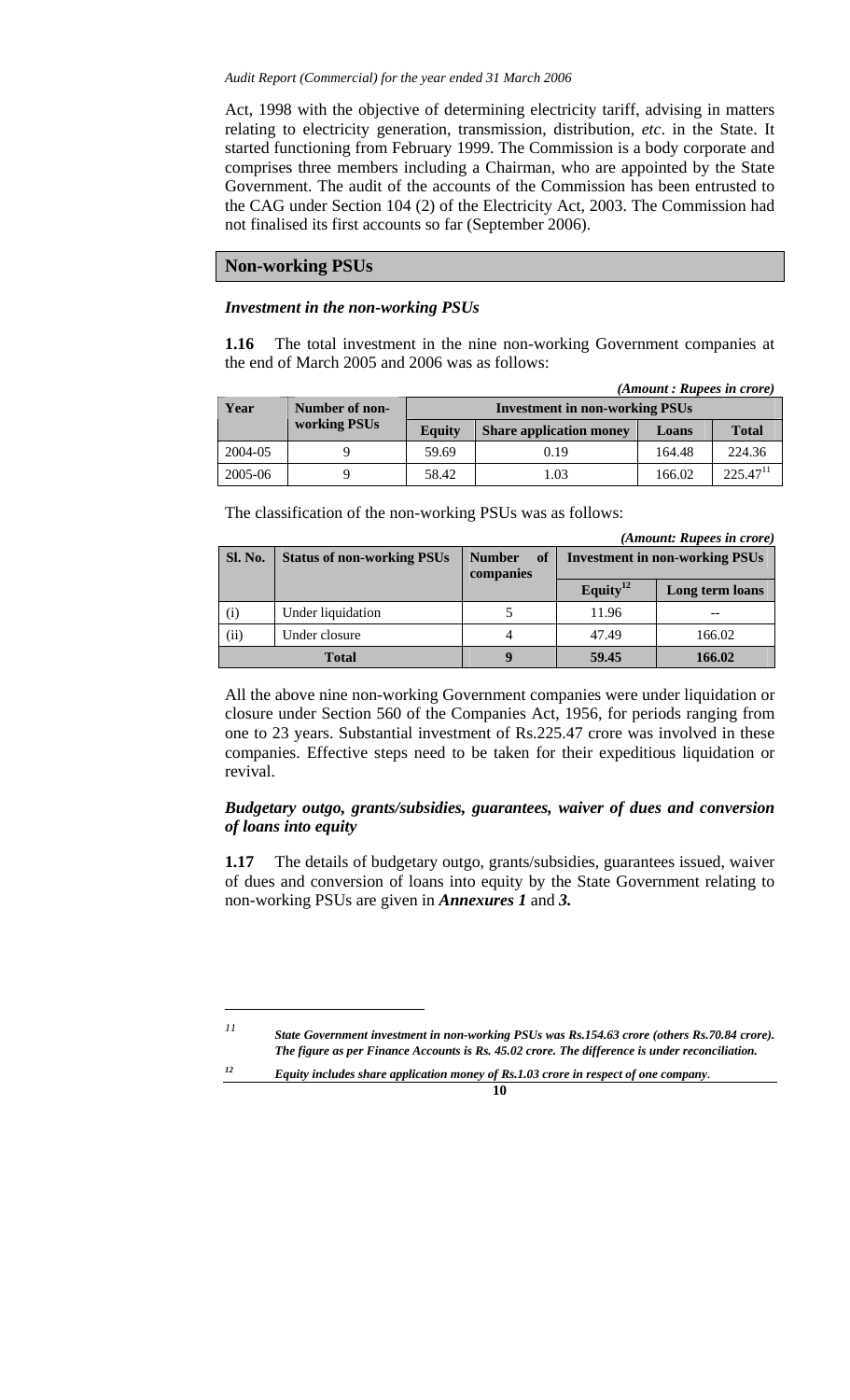Act, 1998 with the objective of determining electricity tariff, advising in matters relating to electricity generation, transmission, distribution, *etc*. in the State. It started functioning from February 1999. The Commission is a body corporate and comprises three members including a Chairman, who are appointed by the State Government. The audit of the accounts of the Commission has been entrusted to the CAG under Section 104 (2) of the Electricity Act, 2003. The Commission had not finalised its first accounts so far (September 2006).

## Non-working PSUs

### *Investment in the non-working PSUs*

**1.16** The total investment in the nine non-working Government companies at the end of March 2005 and 2006 was as follows:

*(Amount : Rupees in crore)*

| Year | Number of non-working PSUs | Investment in non-working PSUs | | | |
|---|---|---|---|---|---|
| | | Equity | Share application money | Loans | Total |
| 2004-05 | 9 | 59.69 | 0.19 | 164.48 | 224.36 |
| 2005-06 | 9 | 58.42 | 1.03 | 166.02 | 225.47[11] |

The classification of the non-working PSUs was as follows:

*(Amount: Rupees in crore)*

| Sl. No. | Status of non-working PSUs | Number of companies | Investment in non-working PSUs | |
|---|---|---|---|---|
| | | | Equity[12] | Long term loans |
| (i) | Under liquidation | 5 | 11.96 | -- |
| (ii) | Under closure | 4 | 47.49 | 166.02 |
| **Total** | | **9** | **59.45** | **166.02** |

All the above nine non-working Government companies were under liquidation or closure under Section 560 of the Companies Act, 1956, for periods ranging from one to 23 years. Substantial investment of Rs.225.47 crore was involved in these companies. Effective steps need to be taken for their expeditious liquidation or revival.

### *Budgetary outgo, grants/subsidies, guarantees, waiver of dues and conversion of loans into equity*

**1.17** The details of budgetary outgo, grants/subsidies, guarantees issued, waiver of dues and conversion of loans into equity by the State Government relating to non-working PSUs are given in ***Annexures 1*** and ***3.***

---

[11] ***State Government investment in non-working PSUs was Rs.154.63 crore (others Rs.70.84 crore). The figure as per Finance Accounts is Rs. 45.02 crore. The difference is under reconciliation.***

[12] ***Equity includes share application money of Rs.1.03 crore in respect of one company.***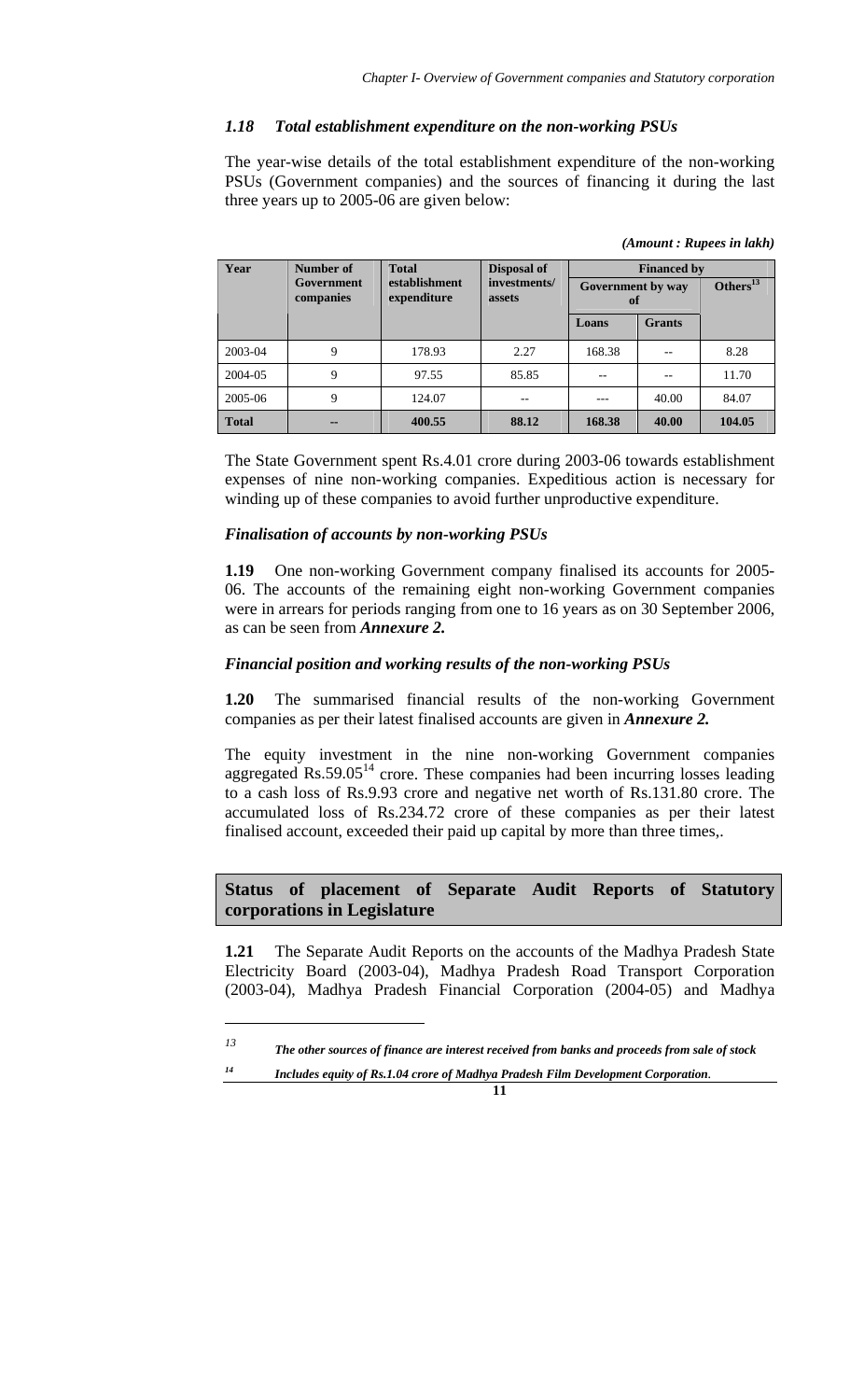### *1.18 Total establishment expenditure on the non-working PSUs*

The year-wise details of the total establishment expenditure of the non-working PSUs (Government companies) and the sources of financing it during the last three years up to 2005-06 are given below:

*(Amount : Rupees in lakh)*

| Year | Number of Government companies | Total establishment expenditure | Disposal of investments/ assets | Financed by | | |
|---|---|---|---|---|---|---|
| | | | | Government by way of | | Others[13] |
| | | | | Loans | Grants | |
| 2003-04 | 9 | 178.93 | 2.27 | 168.38 | -- | 8.28 |
| 2004-05 | 9 | 97.55 | 85.85 | -- | -- | 11.70 |
| 2005-06 | 9 | 124.07 | -- | --- | 40.00 | 84.07 |
| **Total** | **--** | **400.55** | **88.12** | **168.38** | **40.00** | **104.05** |

The State Government spent Rs.4.01 crore during 2003-06 towards establishment expenses of nine non-working companies. Expeditious action is necessary for winding up of these companies to avoid further unproductive expenditure.

### *Finalisation of accounts by non-working PSUs*

**1.19** One non-working Government company finalised its accounts for 2005-06. The accounts of the remaining eight non-working Government companies were in arrears for periods ranging from one to 16 years as on 30 September 2006, as can be seen from ***Annexure 2.***

### *Financial position and working results of the non-working PSUs*

**1.20** The summarised financial results of the non-working Government companies as per their latest finalised accounts are given in ***Annexure 2.***

The equity investment in the nine non-working Government companies aggregated Rs.59.05[14] crore. These companies had been incurring losses leading to a cash loss of Rs.9.93 crore and negative net worth of Rs.131.80 crore. The accumulated loss of Rs.234.72 crore of these companies as per their latest finalised account, exceeded their paid up capital by more than three times,.

## Status of placement of Separate Audit Reports of Statutory corporations in Legislature

**1.21** The Separate Audit Reports on the accounts of the Madhya Pradesh State Electricity Board (2003-04), Madhya Pradesh Road Transport Corporation (2003-04), Madhya Pradesh Financial Corporation (2004-05) and Madhya

---

*13 The other sources of finance are interest received from banks and proceeds from sale of stock*

*14 Includes equity of Rs.1.04 crore of Madhya Pradesh Film Development Corporation.*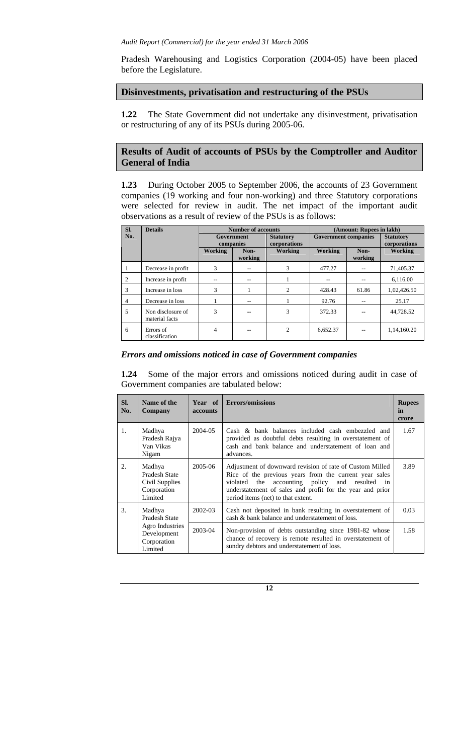Pradesh Warehousing and Logistics Corporation (2004-05) have been placed before the Legislature.

## Disinvestments, privatisation and restructuring of the PSUs

**1.22** The State Government did not undertake any disinvestment, privatisation or restructuring of any of its PSUs during 2005-06.

## Results of Audit of accounts of PSUs by the Comptroller and Auditor General of India

**1.23** During October 2005 to September 2006, the accounts of 23 Government companies (19 working and four non-working) and three Statutory corporations were selected for review in audit. The net impact of the important audit observations as a result of review of the PSUs is as follows:

| Sl. No. | Details | Number of accounts | | | (Amount: Rupees in lakh) | | |
|---|---|---|---|---|---|---|---|
| | | Government companies | | Statutory corporations | Government companies | | Statutory corporations |
| | | Working | Non-working | Working | Working | Non-working | Working |
| 1 | Decrease in profit | 3 | -- | 3 | 477.27 | -- | 71,405.37 |
| 2 | Increase in profit | -- | -- | 1 | -- | -- | 6,116.00 |
| 3 | Increase in loss | 3 | 1 | 2 | 428.43 | 61.86 | 1,02,426.50 |
| 4 | Decrease in loss | 1 | -- | 1 | 92.76 | -- | 25.17 |
| 5 | Non disclosure of material facts | 3 | -- | 3 | 372.33 | -- | 44,728.52 |
| 6 | Errors of classification | 4 | -- | 2 | 6,652.37 | -- | 1,14,160.20 |

### *Errors and omissions noticed in case of Government companies*

**1.24** Some of the major errors and omissions noticed during audit in case of Government companies are tabulated below:

| Sl. No. | Name of the Company | Year of accounts | Errors/omissions | Rupees in crore |
|---|---|---|---|---|
| 1. | Madhya Pradesh Rajya Van Vikas Nigam | 2004-05 | Cash & bank balances included cash embezzled and provided as doubtful debts resulting in overstatement of cash and bank balance and understatement of loan and advances. | 1.67 |
| 2. | Madhya Pradesh State Civil Supplies Corporation Limited | 2005-06 | Adjustment of downward revision of rate of Custom Milled Rice of the previous years from the current year sales violated the accounting policy and resulted in understatement of sales and profit for the year and prior period items (net) to that extent. | 3.89 |
| 3. | Madhya Pradesh State Agro Industries Development Corporation Limited | 2002-03 | Cash not deposited in bank resulting in overstatement of cash & bank balance and understatement of loss. | 0.03 |
| | | 2003-04 | Non-provision of debts outstanding since 1981-82 whose chance of recovery is remote resulted in overstatement of sundry debtors and understatement of loss. | 1.58 |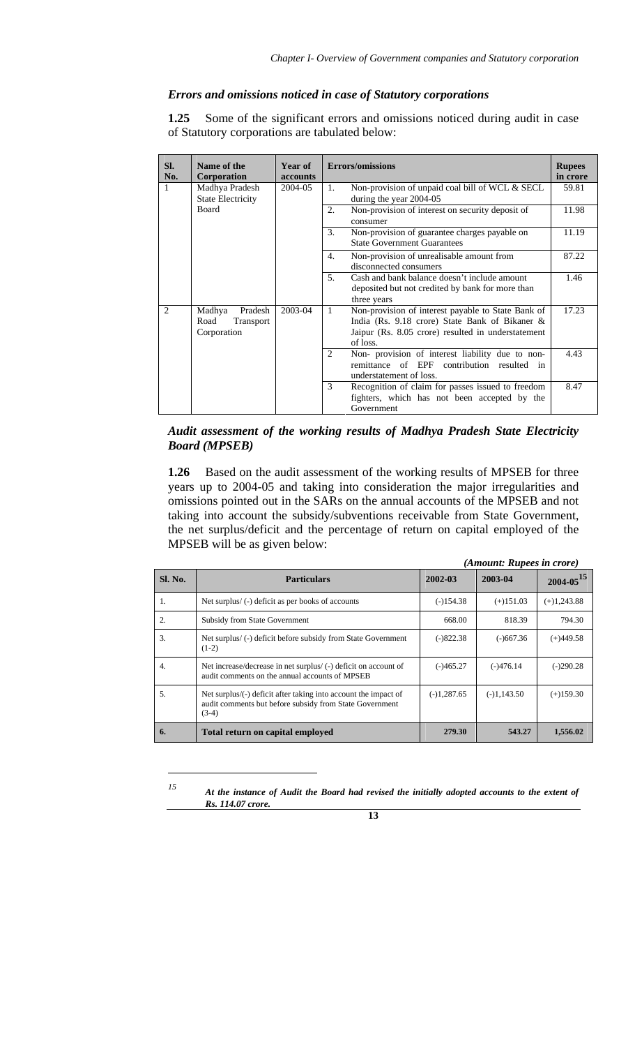### *Errors and omissions noticed in case of Statutory corporations*

**1.25** Some of the significant errors and omissions noticed during audit in case of Statutory corporations are tabulated below:

| Sl. No. | Name of the Corporation | Year of accounts | Errors/omissions | Rupees in crore |
|---|---|---|---|---|
| 1 | Madhya Pradesh State Electricity Board | 2004-05 | 1. Non-provision of unpaid coal bill of WCL & SECL during the year 2004-05 | 59.81 |
| | | | 2. Non-provision of interest on security deposit of consumer | 11.98 |
| | | | 3. Non-provision of guarantee charges payable on State Government Guarantees | 11.19 |
| | | | 4. Non-provision of unrealisable amount from disconnected consumers | 87.22 |
| | | | 5. Cash and bank balance doesn't include amount deposited but not credited by bank for more than three years | 1.46 |
| 2 | Madhya Pradesh Road Transport Corporation | 2003-04 | 1 Non-provision of interest payable to State Bank of India (Rs. 9.18 crore) State Bank of Bikaner & Jaipur (Rs. 8.05 crore) resulted in understatement of loss. | 17.23 |
| | | | 2 Non- provision of interest liability due to non-remittance of EPF contribution resulted in understatement of loss. | 4.43 |
| | | | 3 Recognition of claim for passes issued to freedom fighters, which has not been accepted by the Government | 8.47 |

### *Audit assessment of the working results of Madhya Pradesh State Electricity Board (MPSEB)*

**1.26** Based on the audit assessment of the working results of MPSEB for three years up to 2004-05 and taking into consideration the major irregularities and omissions pointed out in the SARs on the annual accounts of the MPSEB and not taking into account the subsidy/subventions receivable from State Government, the net surplus/deficit and the percentage of return on capital employed of the MPSEB will be as given below:

*(Amount: Rupees in crore)*

| Sl. No. | Particulars | 2002-03 | 2003-04 | 2004-05[15] |
|---|---|---|---|---|
| 1. | Net surplus/ (-) deficit as per books of accounts | (-)154.38 | (+)151.03 | (+)1,243.88 |
| 2. | Subsidy from State Government | 668.00 | 818.39 | 794.30 |
| 3. | Net surplus/ (-) deficit before subsidy from State Government (1-2) | (-)822.38 | (-)667.36 | (+)449.58 |
| 4. | Net increase/decrease in net surplus/ (-) deficit on account of audit comments on the annual accounts of MPSEB | (-)465.27 | (-)476.14 | (-)290.28 |
| 5. | Net surplus/(-) deficit after taking into account the impact of audit comments but before subsidy from State Government (3-4) | (-)1,287.65 | (-)1,143.50 | (+)159.30 |
| **6.** | **Total return on capital employed** | **279.30** | **543.27** | **1,556.02** |

---

[15] ***At the instance of Audit the Board had revised the initially adopted accounts to the extent of Rs. 114.07 crore.***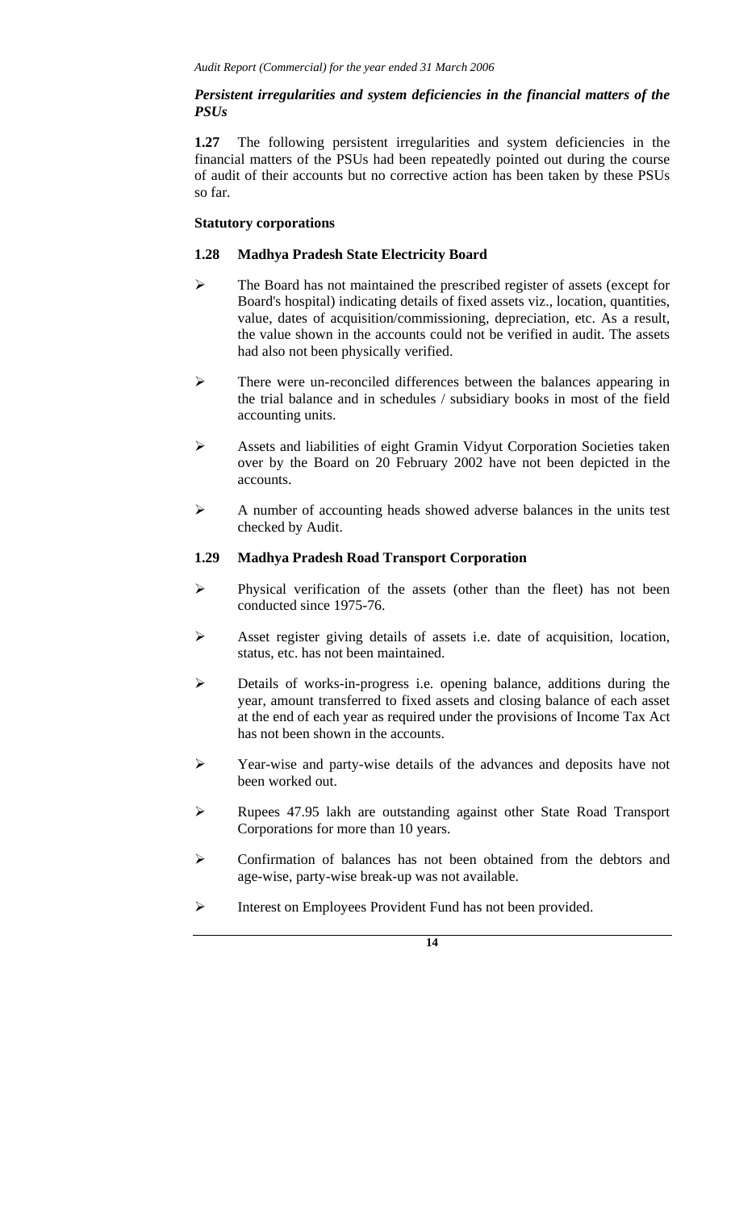### *Persistent irregularities and system deficiencies in the financial matters of the PSUs*

**1.27** The following persistent irregularities and system deficiencies in the financial matters of the PSUs had been repeatedly pointed out during the course of audit of their accounts but no corrective action has been taken by these PSUs so far.

#### Statutory corporations

#### 1.28 Madhya Pradesh State Electricity Board

- The Board has not maintained the prescribed register of assets (except for Board's hospital) indicating details of fixed assets viz., location, quantities, value, dates of acquisition/commissioning, depreciation, etc. As a result, the value shown in the accounts could not be verified in audit. The assets had also not been physically verified.
- There were un-reconciled differences between the balances appearing in the trial balance and in schedules / subsidiary books in most of the field accounting units.
- Assets and liabilities of eight Gramin Vidyut Corporation Societies taken over by the Board on 20 February 2002 have not been depicted in the accounts.
- A number of accounting heads showed adverse balances in the units test checked by Audit.

#### 1.29 Madhya Pradesh Road Transport Corporation

- Physical verification of the assets (other than the fleet) has not been conducted since 1975-76.
- Asset register giving details of assets i.e. date of acquisition, location, status, etc. has not been maintained.
- Details of works-in-progress i.e. opening balance, additions during the year, amount transferred to fixed assets and closing balance of each asset at the end of each year as required under the provisions of Income Tax Act has not been shown in the accounts.
- Year-wise and party-wise details of the advances and deposits have not been worked out.
- Rupees 47.95 lakh are outstanding against other State Road Transport Corporations for more than 10 years.
- Confirmation of balances has not been obtained from the debtors and age-wise, party-wise break-up was not available.
- Interest on Employees Provident Fund has not been provided.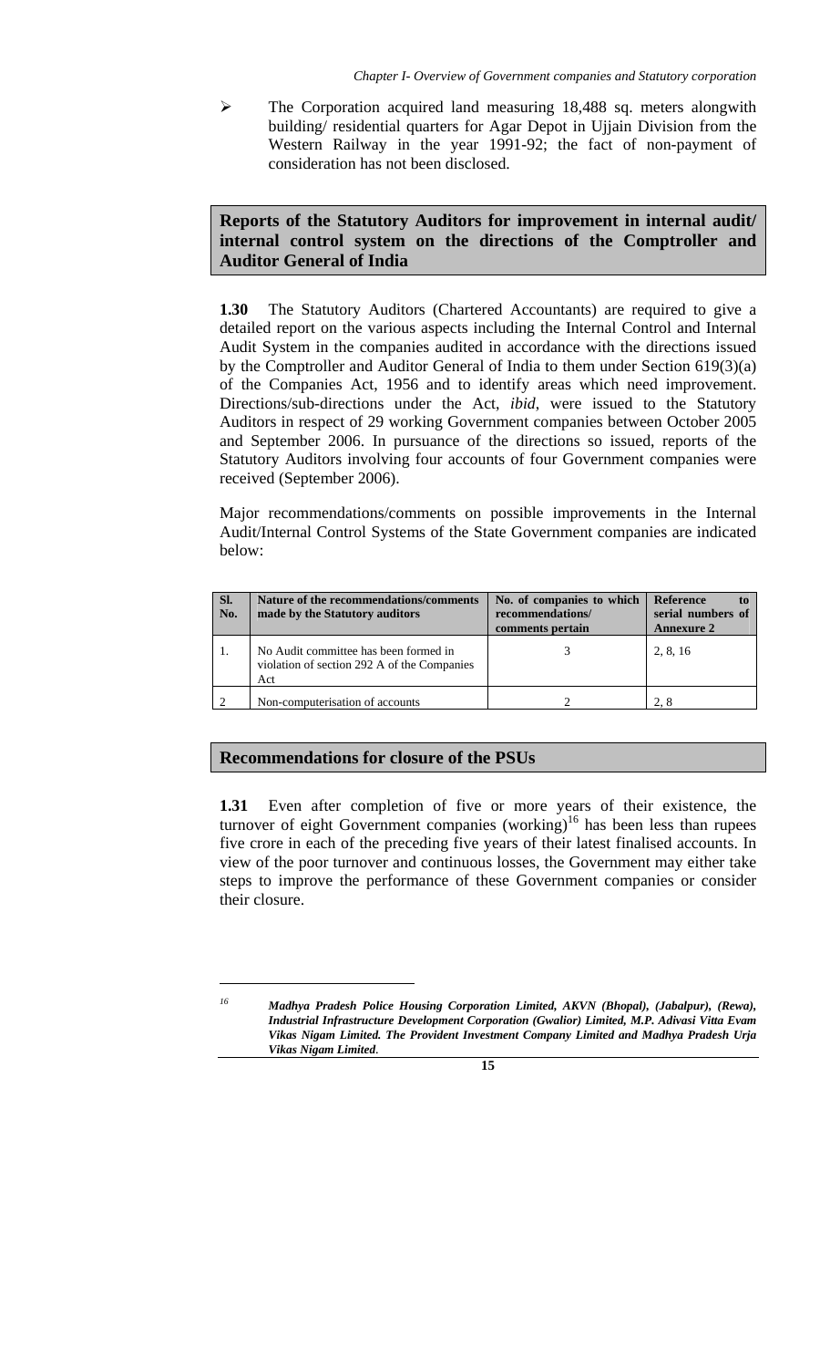- The Corporation acquired land measuring 18,488 sq. meters alongwith building/ residential quarters for Agar Depot in Ujjain Division from the Western Railway in the year 1991-92; the fact of non-payment of consideration has not been disclosed.

## Reports of the Statutory Auditors for improvement in internal audit/ internal control system on the directions of the Comptroller and Auditor General of India

**1.30** The Statutory Auditors (Chartered Accountants) are required to give a detailed report on the various aspects including the Internal Control and Internal Audit System in the companies audited in accordance with the directions issued by the Comptroller and Auditor General of India to them under Section 619(3)(a) of the Companies Act, 1956 and to identify areas which need improvement. Directions/sub-directions under the Act, *ibid*, were issued to the Statutory Auditors in respect of 29 working Government companies between October 2005 and September 2006. In pursuance of the directions so issued, reports of the Statutory Auditors involving four accounts of four Government companies were received (September 2006).

Major recommendations/comments on possible improvements in the Internal Audit/Internal Control Systems of the State Government companies are indicated below:

| Sl. No. | Nature of the recommendations/comments made by the Statutory auditors | No. of companies to which recommendations/ comments pertain | Reference to serial numbers of Annexure 2 |
|---|---|---|---|
| 1. | No Audit committee has been formed in violation of section 292 A of the Companies Act | 3 | 2, 8, 16 |
| 2 | Non-computerisation of accounts | 2 | 2, 8 |

## Recommendations for closure of the PSUs

**1.31** Even after completion of five or more years of their existence, the turnover of eight Government companies (working)[16] has been less than rupees five crore in each of the preceding five years of their latest finalised accounts. In view of the poor turnover and continuous losses, the Government may either take steps to improve the performance of these Government companies or consider their closure.

---

[16] ***Madhya Pradesh Police Housing Corporation Limited, AKVN (Bhopal), (Jabalpur), (Rewa), Industrial Infrastructure Development Corporation (Gwalior) Limited, M.P. Adivasi Vitta Evam Vikas Nigam Limited. The Provident Investment Company Limited and Madhya Pradesh Urja Vikas Nigam Limited.***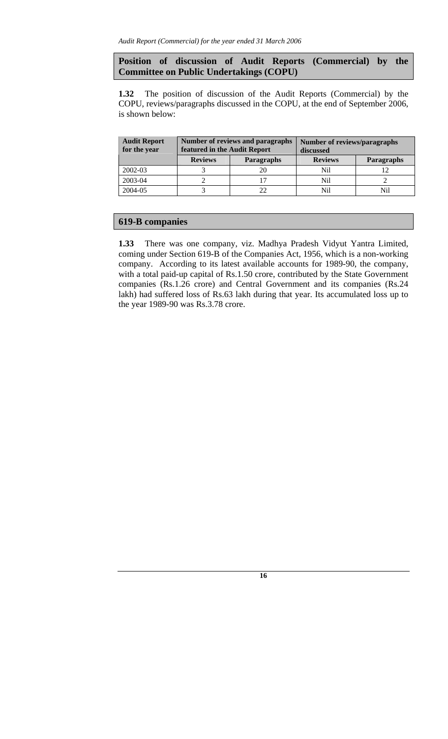## Position of discussion of Audit Reports (Commercial) by the Committee on Public Undertakings (COPU)

**1.32** The position of discussion of the Audit Reports (Commercial) by the COPU, reviews/paragraphs discussed in the COPU, at the end of September 2006, is shown below:

| Audit Report for the year | Number of reviews and paragraphs featured in the Audit Report | | Number of reviews/paragraphs discussed | |
|---|---|---|---|---|
| | Reviews | Paragraphs | Reviews | Paragraphs |
| 2002-03 | 3 | 20 | Nil | 12 |
| 2003-04 | 2 | 17 | Nil | 2 |
| 2004-05 | 3 | 22 | Nil | Nil |

## 619-B companies

**1.33** There was one company, viz. Madhya Pradesh Vidyut Yantra Limited, coming under Section 619-B of the Companies Act, 1956, which is a non-working company. According to its latest available accounts for 1989-90, the company, with a total paid-up capital of Rs.1.50 crore, contributed by the State Government companies (Rs.1.26 crore) and Central Government and its companies (Rs.24 lakh) had suffered loss of Rs.63 lakh during that year. Its accumulated loss up to the year 1989-90 was Rs.3.78 crore.